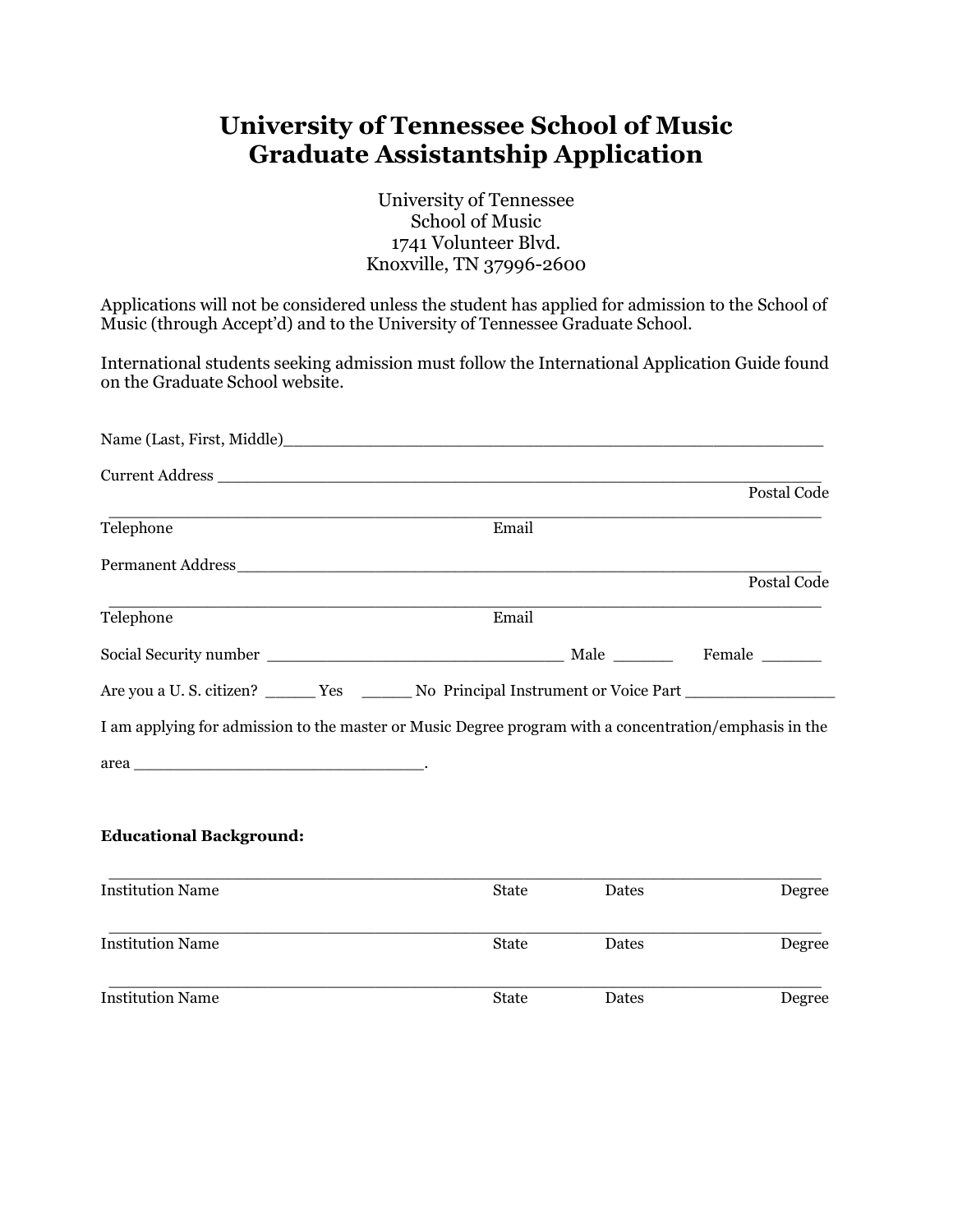# University of Tennessee School of Music
# Graduate Assistantship Application

University of Tennessee
School of Music
1741 Volunteer Blvd.
Knoxville, TN 37996-2600

Applications will not be considered unless the student has applied for admission to the School of Music (through Accept'd) and to the University of Tennessee Graduate School.

International students seeking admission must follow the International Application Guide found on the Graduate School website.

Name (Last, First, Middle)_____________________________________________________

Current Address _______________________________________________________________
Postal Code

_______________________________________________________________________________
Telephone Email

Permanent Address______________________________________________________________
Postal Code

_______________________________________________________________________________
Telephone Email

Social Security number ______________________________ Male ______ Female ______

Are you a U. S. citizen? _____ Yes _____ No Principal Instrument or Voice Part _______________

I am applying for admission to the master or Music Degree program with a concentration/emphasis in the area ____________________________.

**Educational Background:**

_______________________________________________________________________________
Institution Name State Dates Degree

_______________________________________________________________________________
Institution Name State Dates Degree

_______________________________________________________________________________
Institution Name State Dates Degree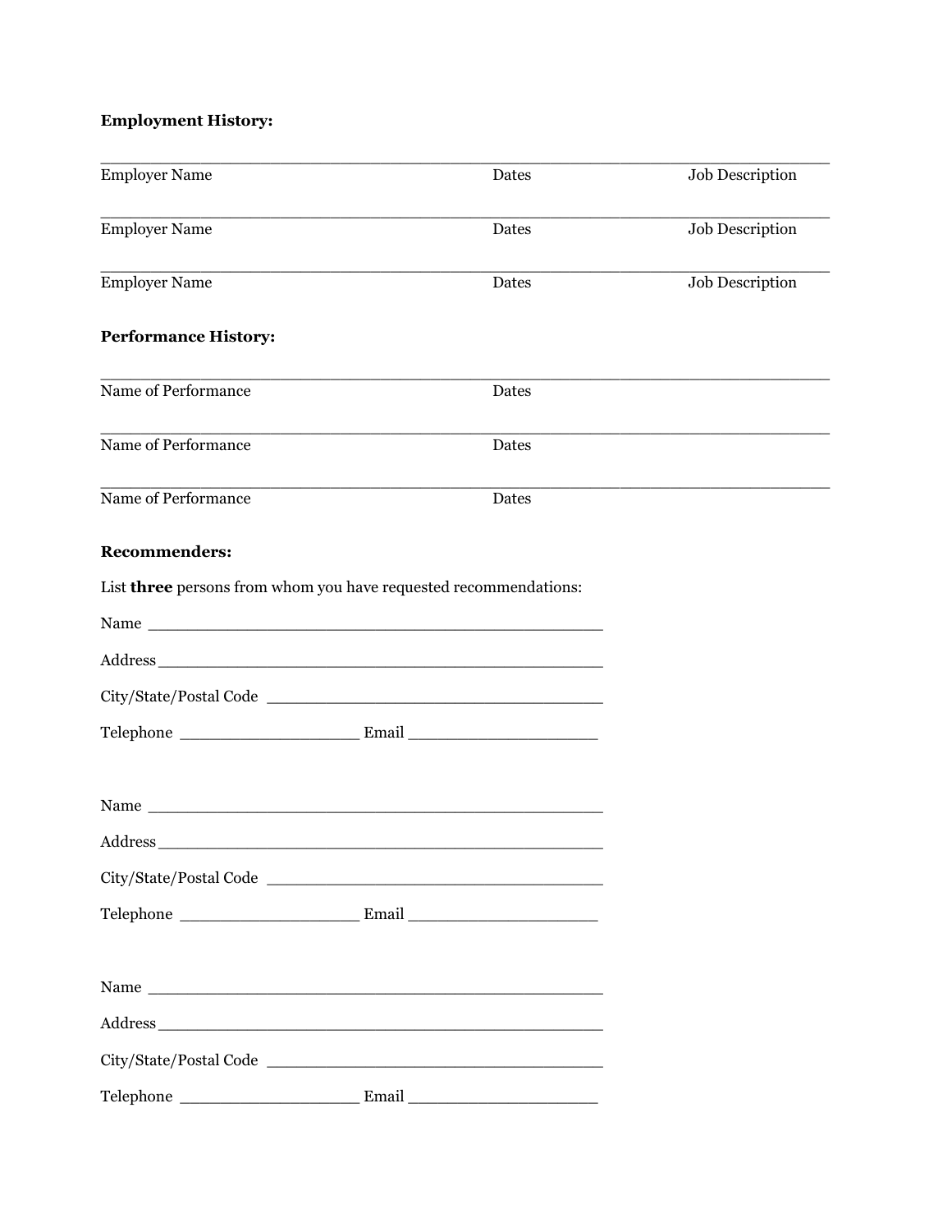**Employment History:**

_____________________________________________________________________________
Employer Name                                                Dates                              Job Description

_____________________________________________________________________________
Employer Name                                                Dates                              Job Description

_____________________________________________________________________________
Employer Name                                                Dates                              Job Description

**Performance History:**

_____________________________________________________________________________
Name of Performance                                          Dates

_____________________________________________________________________________
Name of Performance                                          Dates

_____________________________________________________________________________
Name of Performance                                          Dates

**Recommenders:**

List **three** persons from whom you have requested recommendations:

Name ______________________________________________

Address______________________________________________

City/State/Postal Code ________________________________

Telephone __________________ Email ____________________

Name ______________________________________________

Address______________________________________________

City/State/Postal Code ________________________________

Telephone __________________ Email ____________________

Name ______________________________________________

Address______________________________________________

City/State/Postal Code ________________________________

Telephone __________________ Email ____________________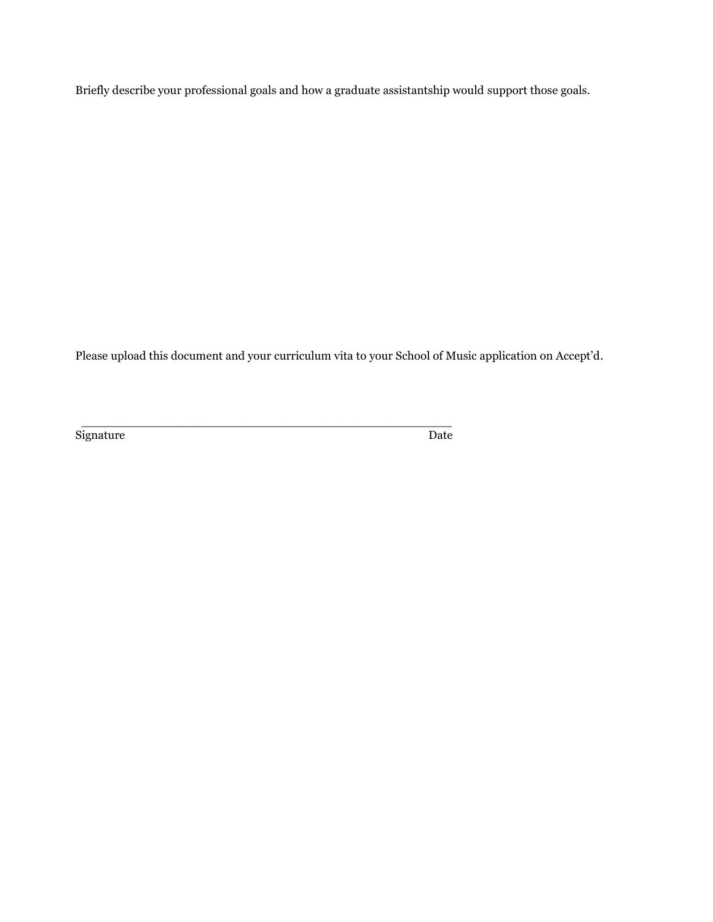Briefly describe your professional goals and how a graduate assistantship would support those goals.

Please upload this document and your curriculum vita to your School of Music application on Accept'd.

\_\_\_\_\_\_\_\_\_\_\_\_\_\_\_\_\_\_\_\_\_\_\_\_\_\_\_\_\_\_\_\_\_\_\_\_\_\_\_\_\_\_\_\_\_\_\_\_

Signature                                                                                                    Date